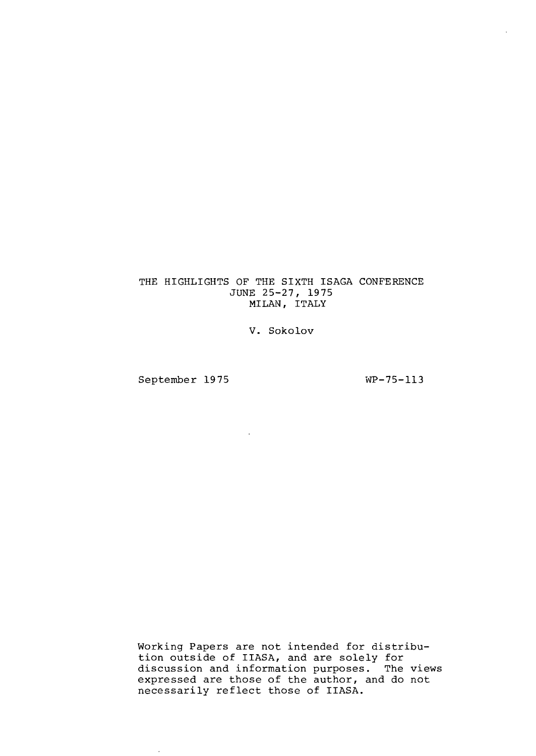# THE HIGHLIGHTS OF THE SIXTH ISAGA CONFERENCE
## JUNE 25-27, 1975
## MILAN, ITALY

V. Sokolov

September 1975

WP-75-113

Working Papers are not intended for distribution outside of IIASA, and are solely for discussion and information purposes. The views expressed are those of the author, and do not necessarily reflect those of IIASA.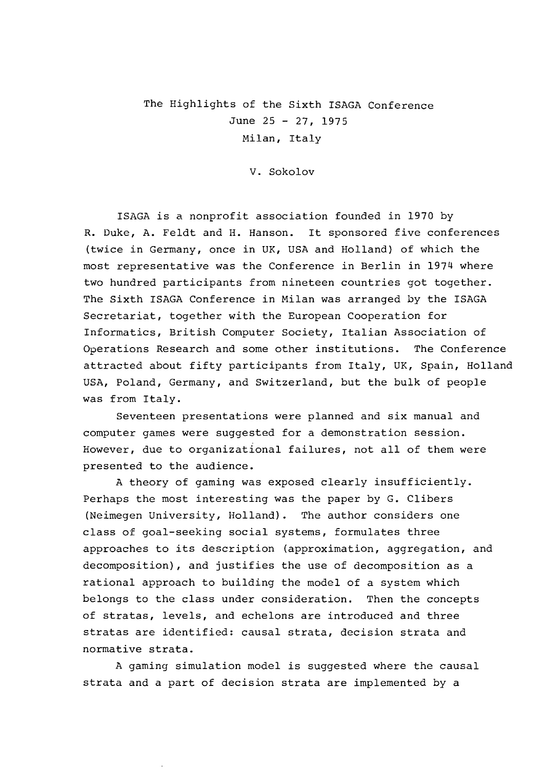# The Highlights of the Sixth ISAGA Conference

June 25 - 27, 1975

Milan, Italy

V. Sokolov

ISAGA is a nonprofit association founded in 1970 by R. Duke, A. Feldt and H. Hanson. It sponsored five conferences (twice in Germany, once in UK, USA and Holland) of which the most representative was the Conference in Berlin in 1974 where two hundred participants from nineteen countries got together. The Sixth ISAGA Conference in Milan was arranged by the ISAGA Secretariat, together with the European Cooperation for Informatics, British Computer Society, Italian Association of Operations Research and some other institutions. The Conference attracted about fifty participants from Italy, UK, Spain, Holland USA, Poland, Germany, and Switzerland, but the bulk of people was from Italy.

Seventeen presentations were planned and six manual and computer games were suggested for a demonstration session. However, due to organizational failures, not all of them were presented to the audience.

A theory of gaming was exposed clearly insufficiently. Perhaps the most interesting was the paper by G. Clibers (Neimegen University, Holland). The author considers one class of goal-seeking social systems, formulates three approaches to its description (approximation, aggregation, and decomposition), and justifies the use of decomposition as a rational approach to building the model of a system which belongs to the class under consideration. Then the concepts of stratas, levels, and echelons are introduced and three stratas are identified: causal strata, decision strata and normative strata.

A gaming simulation model is suggested where the causal strata and a part of decision strata are implemented by a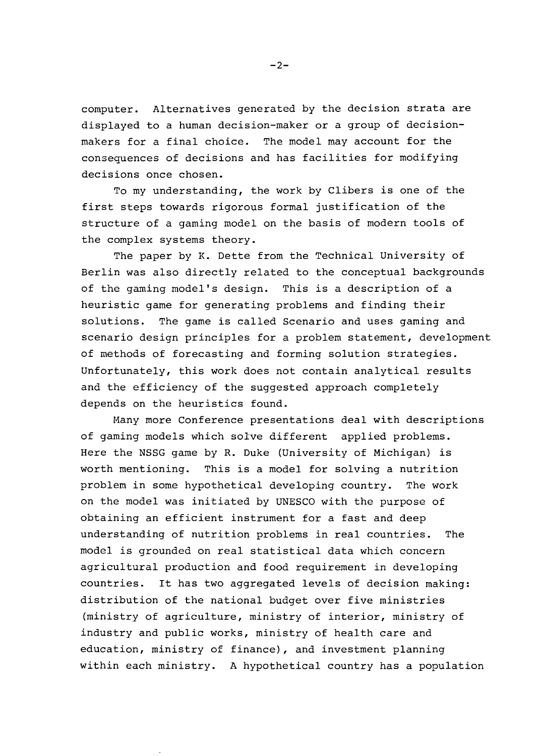computer. Alternatives generated by the decision strata are displayed to a human decision-maker or a group of decision-makers for a final choice. The model may account for the consequences of decisions and has facilities for modifying decisions once chosen.

To my understanding, the work by Clibers is one of the first steps towards rigorous formal justification of the structure of a gaming model on the basis of modern tools of the complex systems theory.

The paper by K. Dette from the Technical University of Berlin was also directly related to the conceptual backgrounds of the gaming model's design. This is a description of a heuristic game for generating problems and finding their solutions. The game is called Scenario and uses gaming and scenario design principles for a problem statement, development of methods of forecasting and forming solution strategies. Unfortunately, this work does not contain analytical results and the efficiency of the suggested approach completely depends on the heuristics found.

Many more Conference presentations deal with descriptions of gaming models which solve different applied problems. Here the NSSG game by R. Duke (University of Michigan) is worth mentioning. This is a model for solving a nutrition problem in some hypothetical developing country. The work on the model was initiated by UNESCO with the purpose of obtaining an efficient instrument for a fast and deep understanding of nutrition problems in real countries. The model is grounded on real statistical data which concern agricultural production and food requirement in developing countries. It has two aggregated levels of decision making: distribution of the national budget over five ministries (ministry of agriculture, ministry of interior, ministry of industry and public works, ministry of health care and education, ministry of finance), and investment planning within each ministry. A hypothetical country has a population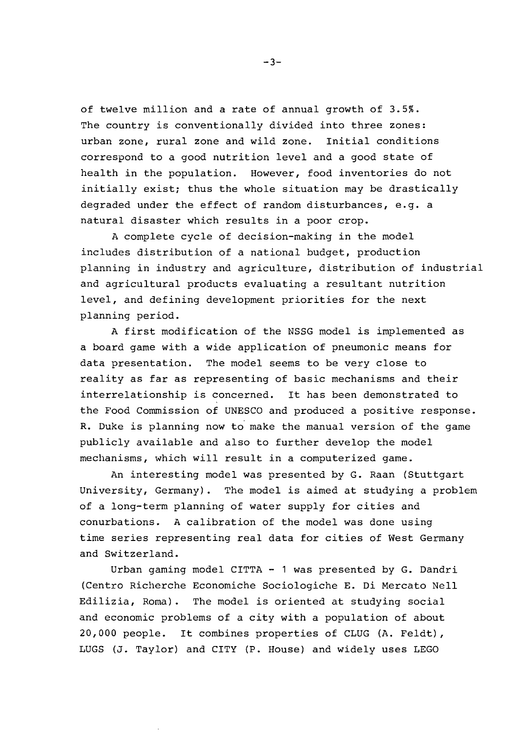of twelve million and a rate of annual growth of 3.5%. The country is conventionally divided into three zones: urban zone, rural zone and wild zone. Initial conditions correspond to a good nutrition level and a good state of health in the population. However, food inventories do not initially exist; thus the whole situation may be drastically degraded under the effect of random disturbances, e.g. a natural disaster which results in a poor crop.

A complete cycle of decision-making in the model includes distribution of a national budget, production planning in industry and agriculture, distribution of industrial and agricultural products evaluating a resultant nutrition level, and defining development priorities for the next planning period.

A first modification of the NSSG model is implemented as a board game with a wide application of pneumonic means for data presentation. The model seems to be very close to reality as far as representing of basic mechanisms and their interrelationship is concerned. It has been demonstrated to the Food Commission of UNESCO and produced a positive response. R. Duke is planning now to make the manual version of the game publicly available and also to further develop the model mechanisms, which will result in a computerized game.

An interesting model was presented by G. Raan (Stuttgart University, Germany). The model is aimed at studying a problem of a long-term planning of water supply for cities and conurbations. A calibration of the model was done using time series representing real data for cities of West Germany and Switzerland.

Urban gaming model CITTA - 1 was presented by G. Dandri (Centro Richerche Economiche Sociologiche E. Di Mercato Nell Edilizia, Roma). The model is oriented at studying social and economic problems of a city with a population of about 20,000 people. It combines properties of CLUG (A. Feldt), LUGS (J. Taylor) and CITY (P. House) and widely uses LEGO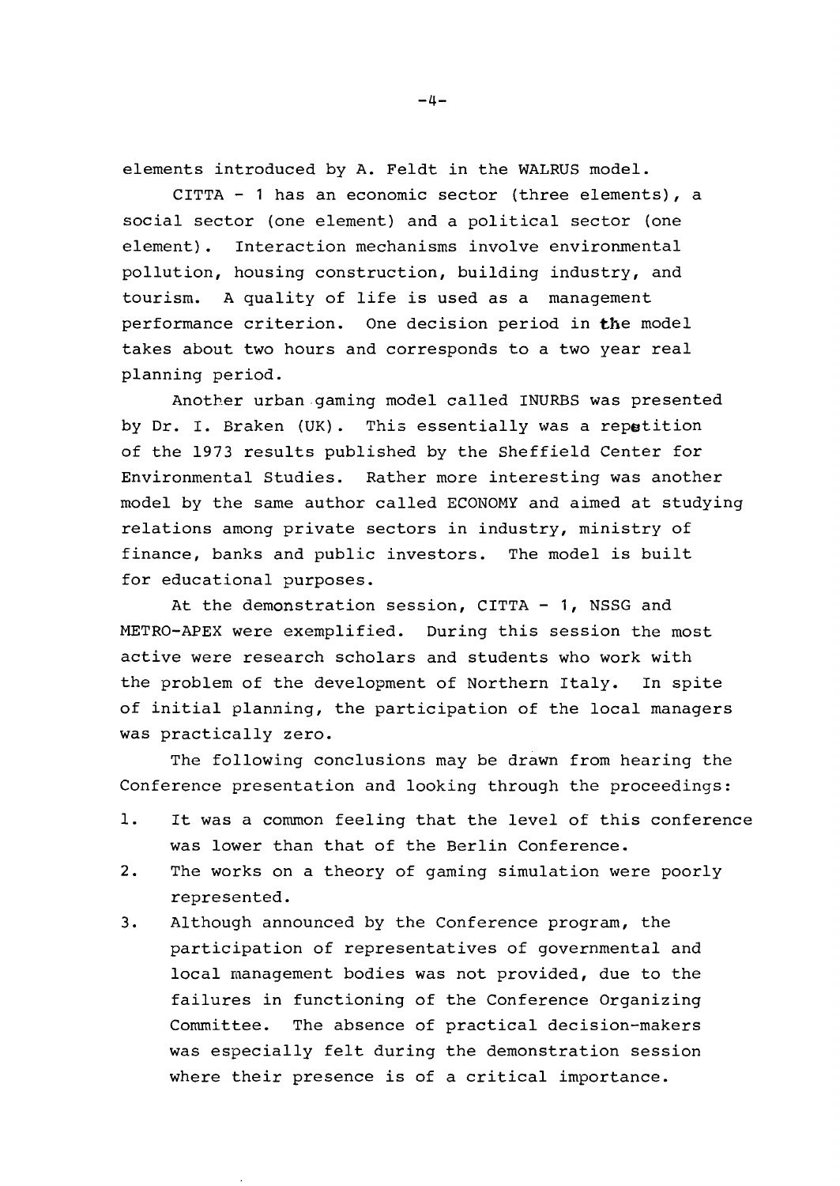elements introduced by A. Feldt in the WALRUS model.

CITTA - 1 has an economic sector (three elements), a social sector (one element) and a political sector (one element). Interaction mechanisms involve environmental pollution, housing construction, building industry, and tourism. A quality of life is used as a management performance criterion. One decision period in the model takes about two hours and corresponds to a two year real planning period.

Another urban gaming model called INURBS was presented by Dr. I. Braken (UK). This essentially was a repetition of the 1973 results published by the Sheffield Center for Environmental Studies. Rather more interesting was another model by the same author called ECONOMY and aimed at studying relations among private sectors in industry, ministry of finance, banks and public investors. The model is built for educational purposes.

At the demonstration session, CITTA - 1, NSSG and METRO-APEX were exemplified. During this session the most active were research scholars and students who work with the problem of the development of Northern Italy. In spite of initial planning, the participation of the local managers was practically zero.

The following conclusions may be drawn from hearing the Conference presentation and looking through the proceedings:

1. It was a common feeling that the level of this conference was lower than that of the Berlin Conference.
2. The works on a theory of gaming simulation were poorly represented.
3. Although announced by the Conference program, the participation of representatives of governmental and local management bodies was not provided, due to the failures in functioning of the Conference Organizing Committee. The absence of practical decision-makers was especially felt during the demonstration session where their presence is of a critical importance.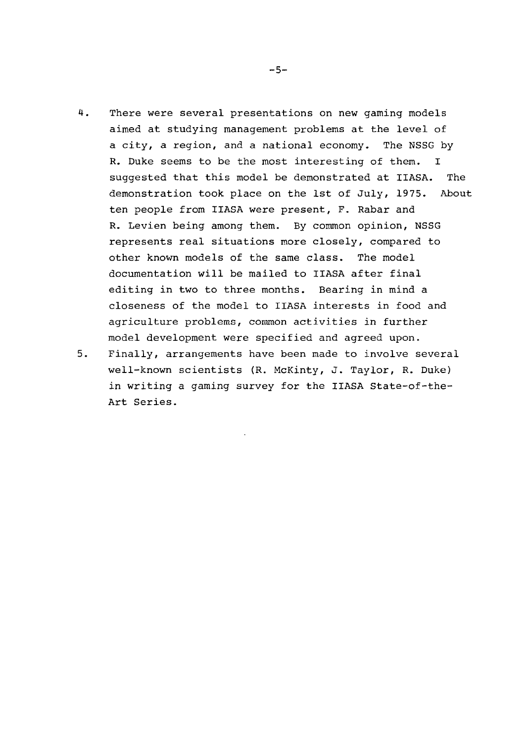4. There were several presentations on new gaming models aimed at studying management problems at the level of a city, a region, and a national economy. The NSSG by R. Duke seems to be the most interesting of them. I suggested that this model be demonstrated at IIASA. The demonstration took place on the 1st of July, 1975. About ten people from IIASA were present, F. Rabar and R. Levien being among them. By common opinion, NSSG represents real situations more closely, compared to other known models of the same class. The model documentation will be mailed to IIASA after final editing in two to three months. Bearing in mind a closeness of the model to IIASA interests in food and agriculture problems, common activities in further model development were specified and agreed upon.
5. Finally, arrangements have been made to involve several well-known scientists (R. McKinty, J. Taylor, R. Duke) in writing a gaming survey for the IIASA State-of-the-Art Series.